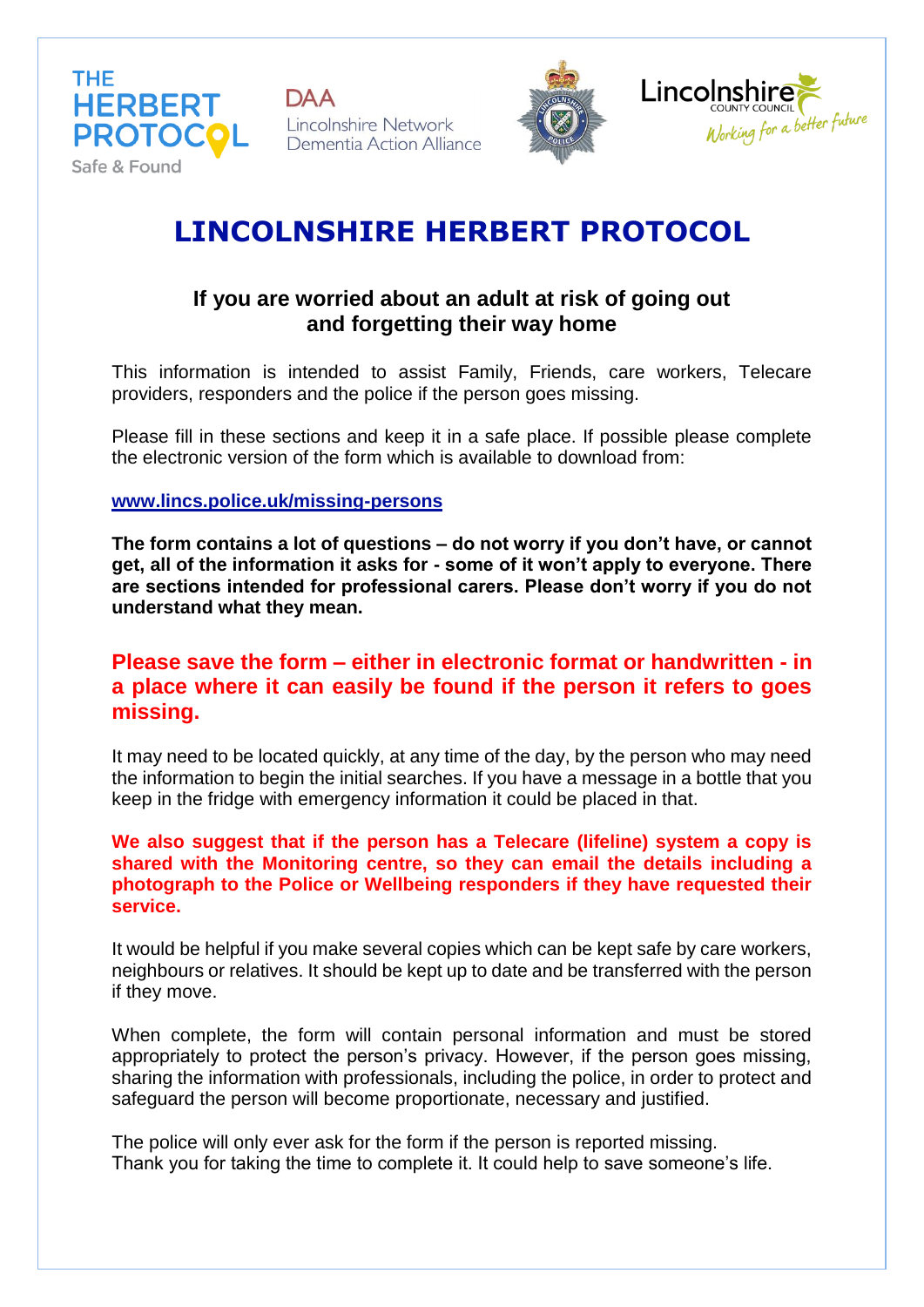# LINCOLNSHIRE HERBERT PROTOCOL

## If you are worried about an adult at risk of going out and forgetting their way home

This information is intended to assist Family, Friends, care workers, Telecare providers, responders and the police if the person goes missing.

Please fill in these sections and keep it in a safe place. If possible please complete the electronic version of the form which is available to download from:

**www.lincs.police.uk/missing-persons**

**The form contains a lot of questions – do not worry if you don't have, or cannot get, all of the information it asks for - some of it won't apply to everyone. There are sections intended for professional carers. Please don't worry if you do not understand what they mean.**

**Please save the form – either in electronic format or handwritten - in a place where it can easily be found if the person it refers to goes missing.**

It may need to be located quickly, at any time of the day, by the person who may need the information to begin the initial searches. If you have a message in a bottle that you keep in the fridge with emergency information it could be placed in that.

**We also suggest that if the person has a Telecare (lifeline) system a copy is shared with the Monitoring centre, so they can email the details including a photograph to the Police or Wellbeing responders if they have requested their service.**

It would be helpful if you make several copies which can be kept safe by care workers, neighbours or relatives. It should be kept up to date and be transferred with the person if they move.

When complete, the form will contain personal information and must be stored appropriately to protect the person's privacy. However, if the person goes missing, sharing the information with professionals, including the police, in order to protect and safeguard the person will become proportionate, necessary and justified.

The police will only ever ask for the form if the person is reported missing.
Thank you for taking the time to complete it. It could help to save someone's life.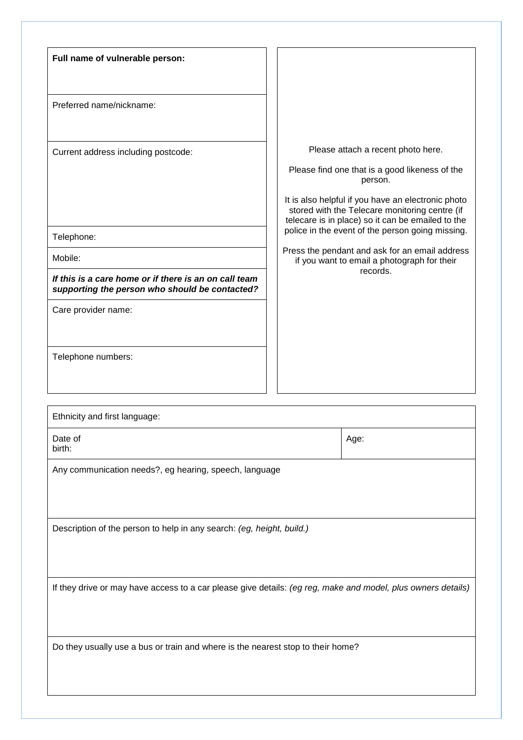| | |
|---|---|
| **Full name of vulnerable person:** | Please attach a recent photo here.<br><br>Please find one that is a good likeness of the person.<br><br>It is also helpful if you have an electronic photo stored with the Telecare monitoring centre (if telecare is in place) so it can be emailed to the police in the event of the person going missing.<br><br>Press the pendant and ask for an email address if you want to email a photograph for their records. |
| Preferred name/nickname: | |
| Current address including postcode: | |
| Telephone: | |
| Mobile: | |
| ***If this is a care home or if there is an on call team supporting the person who should be contacted?*** | |
| Care provider name: | |
| Telephone numbers: | |

| | |
|---|---|
| Ethnicity and first language: | |
| Date of birth: | Age: |
| Any communication needs?, eg hearing, speech, language | |
| Description of the person to help in any search: *(eg, height, build.)* | |
| If they drive or may have access to a car please give details: *(eg reg, make and model, plus owners details)* | |
| Do they usually use a bus or train and where is the nearest stop to their home? | |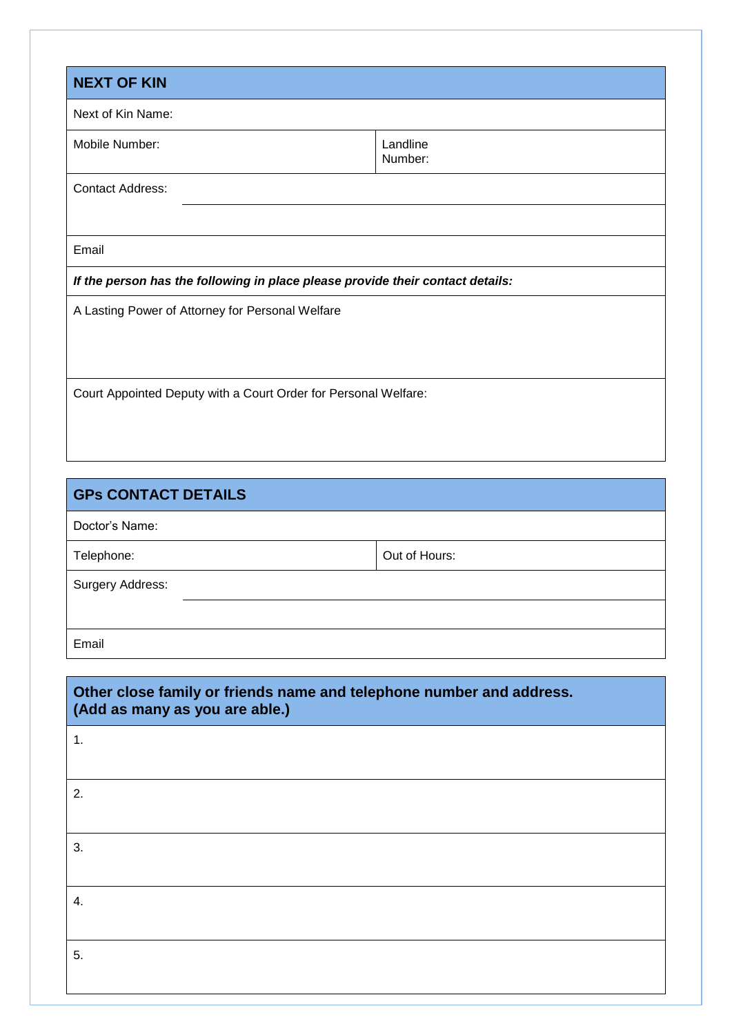| NEXT OF KIN | |
|---|---|
| Next of Kin Name: | |
| Mobile Number: | Landline Number: |
| Contact Address: | |
| | |
| Email | |
| ***If the person has the following in place please provide their contact details:*** | |
| A Lasting Power of Attorney for Personal Welfare | |
| Court Appointed Deputy with a Court Order for Personal Welfare: | |

| GPs CONTACT DETAILS | |
|---|---|
| Doctor's Name: | |
| Telephone: | Out of Hours: |
| Surgery Address: | |
| | |
| Email | |

| Other close family or friends name and telephone number and address. (Add as many as you are able.) |
|---|
| 1. |
| 2. |
| 3. |
| 4. |
| 5. |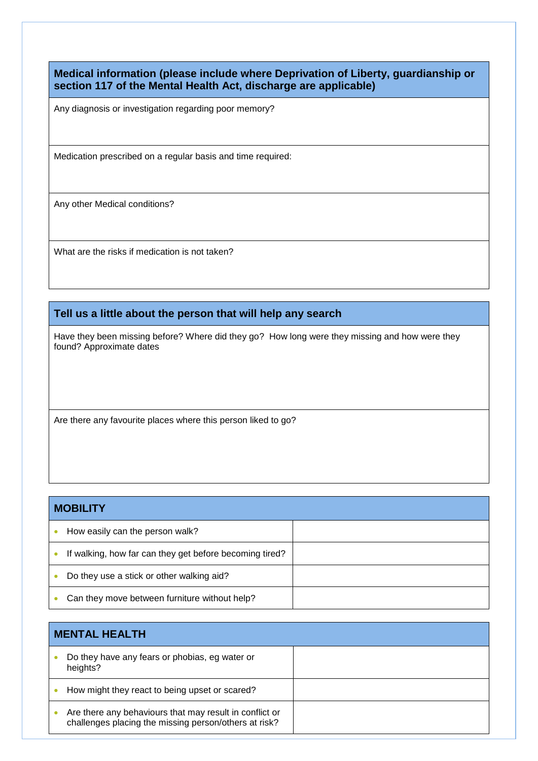**Medical information (please include where Deprivation of Liberty, guardianship or section 117 of the Mental Health Act, discharge are applicable)**

Any diagnosis or investigation regarding poor memory?

Medication prescribed on a regular basis and time required:

Any other Medical conditions?

What are the risks if medication is not taken?

**Tell us a little about the person that will help any search**

Have they been missing before? Where did they go? How long were they missing and how were they found? Approximate dates

Are there any favourite places where this person liked to go?

| MOBILITY | |
|---|---|
| • How easily can the person walk? | |
| • If walking, how far can they get before becoming tired? | |
| • Do they use a stick or other walking aid? | |
| • Can they move between furniture without help? | |

| MENTAL HEALTH | |
|---|---|
| • Do they have any fears or phobias, eg water or heights? | |
| • How might they react to being upset or scared? | |
| • Are there any behaviours that may result in conflict or challenges placing the missing person/others at risk? | |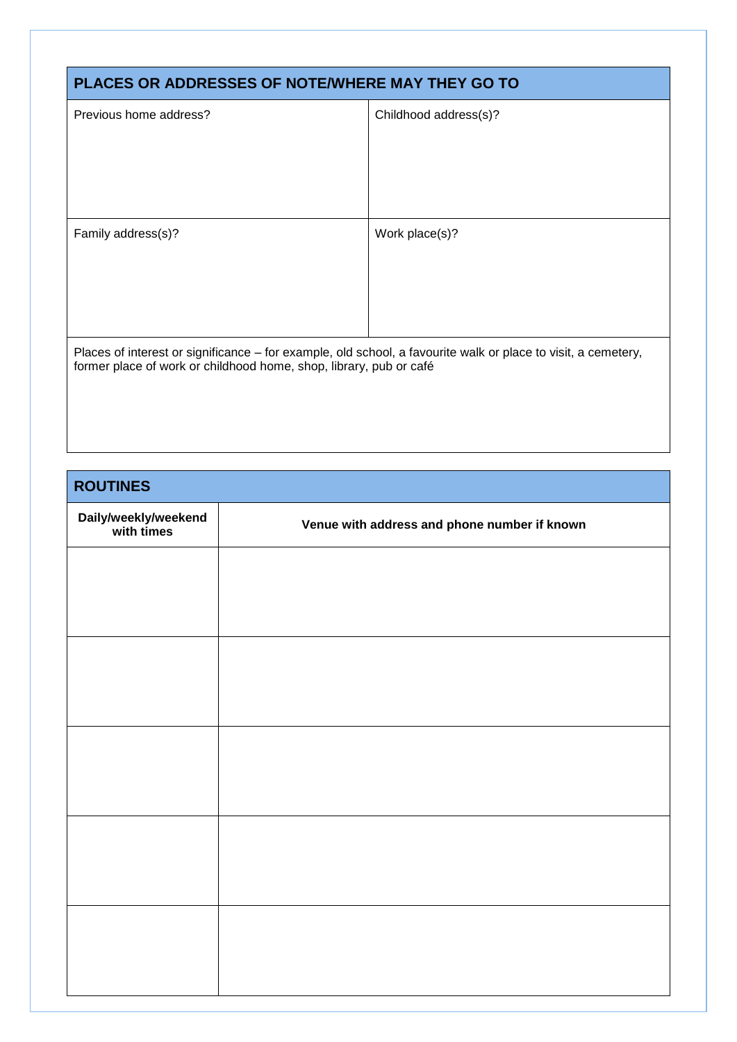## PLACES OR ADDRESSES OF NOTE/WHERE MAY THEY GO TO

| Previous home address? | Childhood address(s)? |
|---|---|
| | |
| **Family address(s)?** | **Work place(s)?** |
| | |

Places of interest or significance – for example, old school, a favourite walk or place to visit, a cemetery, former place of work or childhood home, shop, library, pub or café

## ROUTINES

| Daily/weekly/weekend with times | Venue with address and phone number if known |
|---|---|
| | |
| | |
| | |
| | |
| | |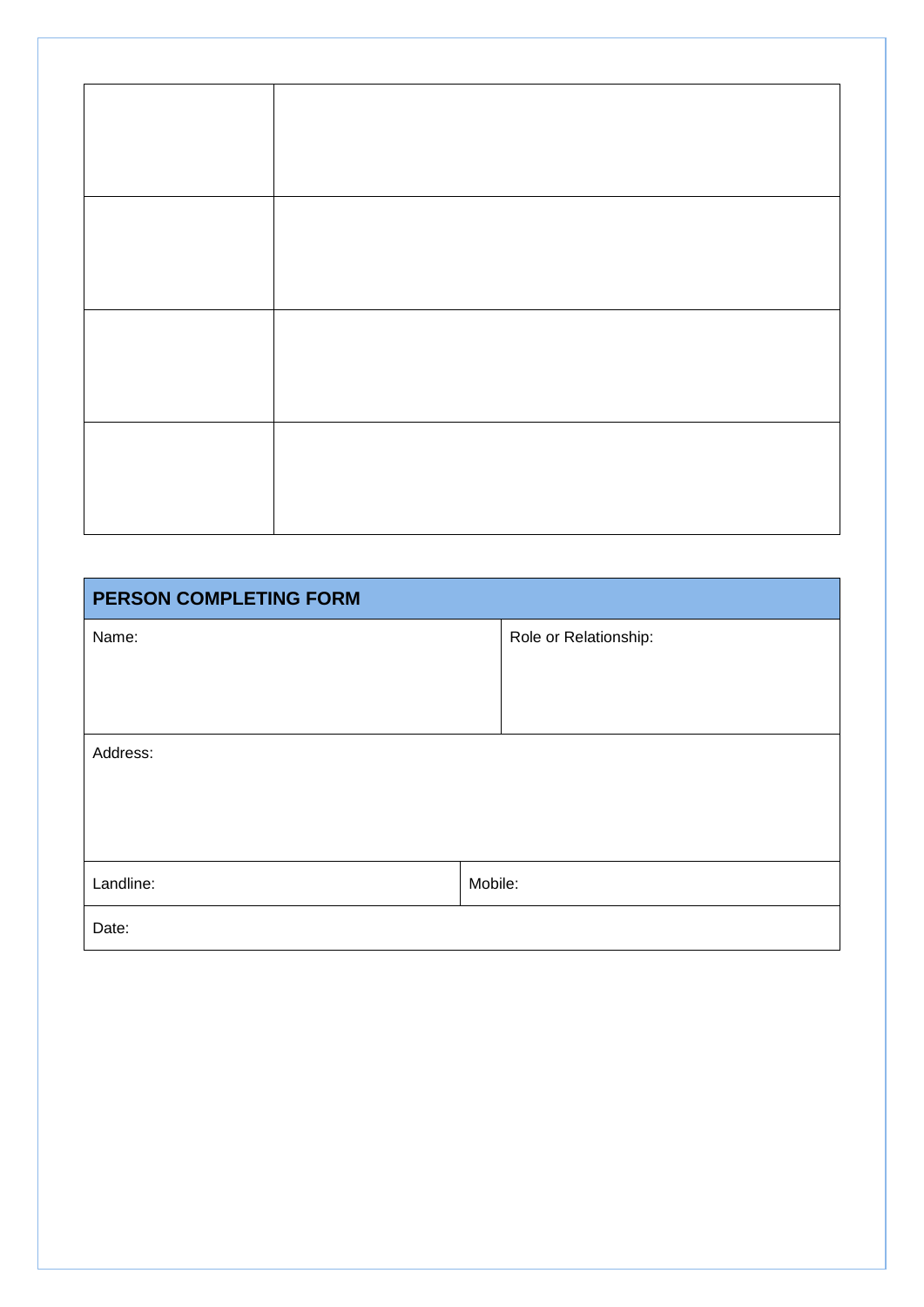| | |
|---|---|
| | |
| | |
| | |
| | |

| PERSON COMPLETING FORM | |
|---|---|
| Name: | Role or Relationship: |
| Address: | |
| Landline: | Mobile: |
| Date: | |